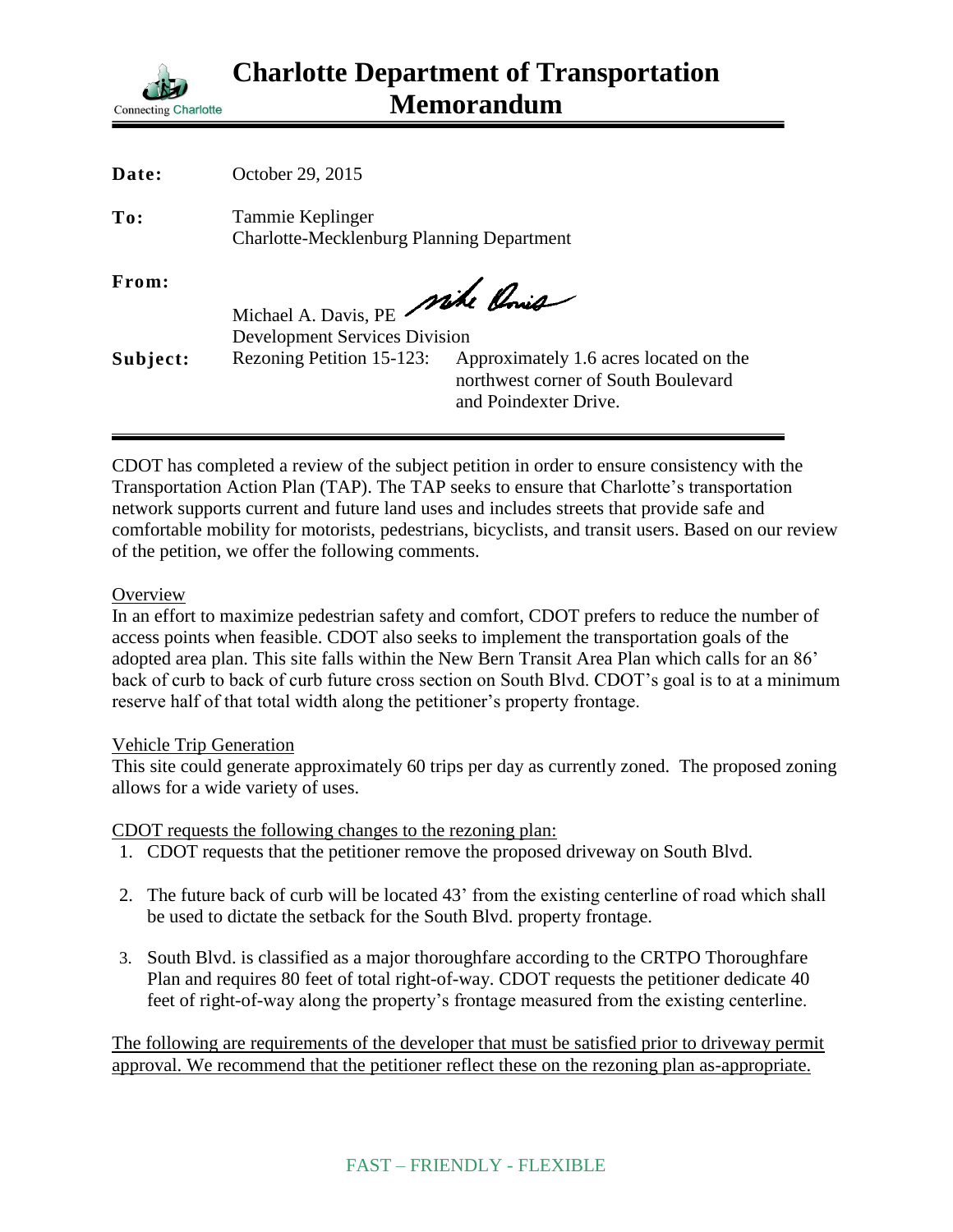# Charlotte Department of Transportation Memorandum

Connecting Charlotte

**Date:** October 29, 2015

**To:** Tammie Keplinger
Charlotte-Mecklenburg Planning Department

**From:** Michael A. Davis, PE
Development Services Division

**Subject:** Rezoning Petition 15-123: Approximately 1.6 acres located on the northwest corner of South Boulevard and Poindexter Drive.

---

CDOT has completed a review of the subject petition in order to ensure consistency with the Transportation Action Plan (TAP). The TAP seeks to ensure that Charlotte's transportation network supports current and future land uses and includes streets that provide safe and comfortable mobility for motorists, pedestrians, bicyclists, and transit users. Based on our review of the petition, we offer the following comments.

Overview

In an effort to maximize pedestrian safety and comfort, CDOT prefers to reduce the number of access points when feasible. CDOT also seeks to implement the transportation goals of the adopted area plan. This site falls within the New Bern Transit Area Plan which calls for an 86' back of curb to back of curb future cross section on South Blvd. CDOT's goal is to at a minimum reserve half of that total width along the petitioner's property frontage.

Vehicle Trip Generation

This site could generate approximately 60 trips per day as currently zoned. The proposed zoning allows for a wide variety of uses.

CDOT requests the following changes to the rezoning plan:

1. CDOT requests that the petitioner remove the proposed driveway on South Blvd.

2. The future back of curb will be located 43' from the existing centerline of road which shall be used to dictate the setback for the South Blvd. property frontage.

3. South Blvd. is classified as a major thoroughfare according to the CRTPO Thoroughfare Plan and requires 80 feet of total right-of-way. CDOT requests the petitioner dedicate 40 feet of right-of-way along the property's frontage measured from the existing centerline.

The following are requirements of the developer that must be satisfied prior to driveway permit approval. We recommend that the petitioner reflect these on the rezoning plan as-appropriate.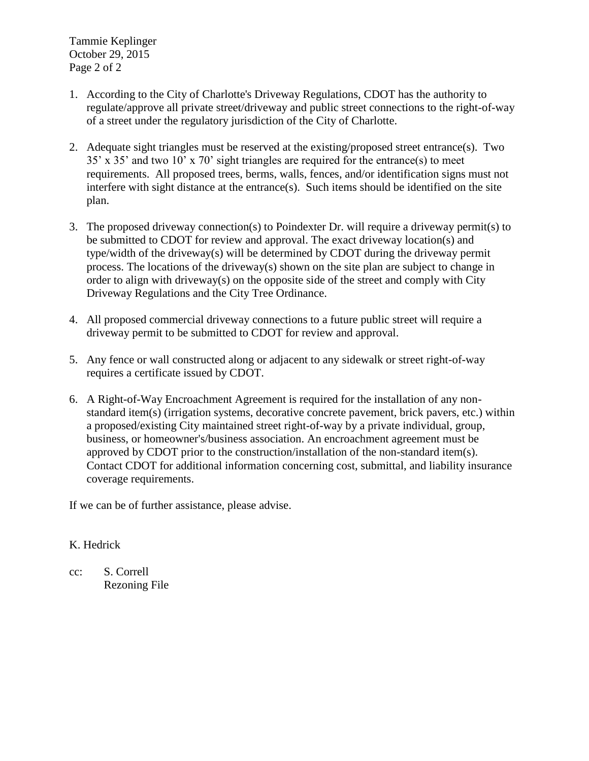1. According to the City of Charlotte's Driveway Regulations, CDOT has the authority to regulate/approve all private street/driveway and public street connections to the right-of-way of a street under the regulatory jurisdiction of the City of Charlotte.

2. Adequate sight triangles must be reserved at the existing/proposed street entrance(s). Two 35' x 35' and two 10' x 70' sight triangles are required for the entrance(s) to meet requirements. All proposed trees, berms, walls, fences, and/or identification signs must not interfere with sight distance at the entrance(s). Such items should be identified on the site plan.

3. The proposed driveway connection(s) to Poindexter Dr. will require a driveway permit(s) to be submitted to CDOT for review and approval. The exact driveway location(s) and type/width of the driveway(s) will be determined by CDOT during the driveway permit process. The locations of the driveway(s) shown on the site plan are subject to change in order to align with driveway(s) on the opposite side of the street and comply with City Driveway Regulations and the City Tree Ordinance.

4. All proposed commercial driveway connections to a future public street will require a driveway permit to be submitted to CDOT for review and approval.

5. Any fence or wall constructed along or adjacent to any sidewalk or street right-of-way requires a certificate issued by CDOT.

6. A Right-of-Way Encroachment Agreement is required for the installation of any non-standard item(s) (irrigation systems, decorative concrete pavement, brick pavers, etc.) within a proposed/existing City maintained street right-of-way by a private individual, group, business, or homeowner's/business association. An encroachment agreement must be approved by CDOT prior to the construction/installation of the non-standard item(s). Contact CDOT for additional information concerning cost, submittal, and liability insurance coverage requirements.

If we can be of further assistance, please advise.

K. Hedrick

cc: S. Correll
Rezoning File